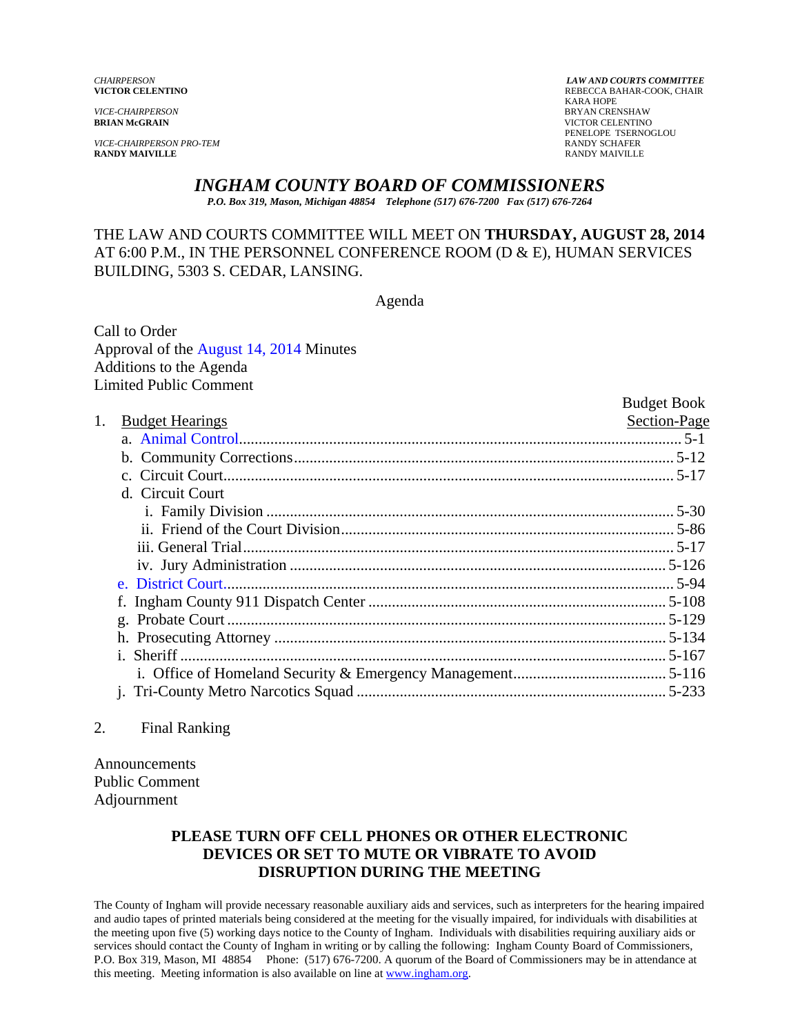*CHAIRPERSON*
**VICTOR CELENTINO**

*VICE-CHAIRPERSON*
**BRIAN McGRAIN**

*VICE-CHAIRPERSON PRO-TEM*
**RANDY MAIVILLE**

***LAW AND COURTS COMMITTEE***
REBECCA BAHAR-COOK, CHAIR
KARA HOPE
BRYAN CRENSHAW
VICTOR CELENTINO
PENELOPE TSERNOGLOU
RANDY SCHAFER
RANDY MAIVILLE

# *INGHAM COUNTY BOARD OF COMMISSIONERS*

***P.O. Box 319, Mason, Michigan 48854 Telephone (517) 676-7200 Fax (517) 676-7264***

THE LAW AND COURTS COMMITTEE WILL MEET ON **THURSDAY, AUGUST 28, 2014** AT 6:00 P.M., IN THE PERSONNEL CONFERENCE ROOM (D & E), HUMAN SERVICES BUILDING, 5303 S. CEDAR, LANSING.

Agenda

Call to Order
Approval of the August 14, 2014 Minutes
Additions to the Agenda
Limited Public Comment

| | Budget Book Section-Page |
|---|---|
| 1. Budget Hearings | |
| a. Animal Control | 5-1 |
| b. Community Corrections | 5-12 |
| c. Circuit Court | 5-17 |
| d. Circuit Court | |
| i. Family Division | 5-30 |
| ii. Friend of the Court Division | 5-86 |
| iii. General Trial | 5-17 |
| iv. Jury Administration | 5-126 |
| e. District Court | 5-94 |
| f. Ingham County 911 Dispatch Center | 5-108 |
| g. Probate Court | 5-129 |
| h. Prosecuting Attorney | 5-134 |
| i. Sheriff | 5-167 |
| i. Office of Homeland Security & Emergency Management | 5-116 |
| j. Tri-County Metro Narcotics Squad | 5-233 |

2. Final Ranking

Announcements
Public Comment
Adjournment

**PLEASE TURN OFF CELL PHONES OR OTHER ELECTRONIC DEVICES OR SET TO MUTE OR VIBRATE TO AVOID DISRUPTION DURING THE MEETING**

The County of Ingham will provide necessary reasonable auxiliary aids and services, such as interpreters for the hearing impaired and audio tapes of printed materials being considered at the meeting for the visually impaired, for individuals with disabilities at the meeting upon five (5) working days notice to the County of Ingham. Individuals with disabilities requiring auxiliary aids or services should contact the County of Ingham in writing or by calling the following: Ingham County Board of Commissioners, P.O. Box 319, Mason, MI 48854 Phone: (517) 676-7200. A quorum of the Board of Commissioners may be in attendance at this meeting. Meeting information is also available on line at www.ingham.org.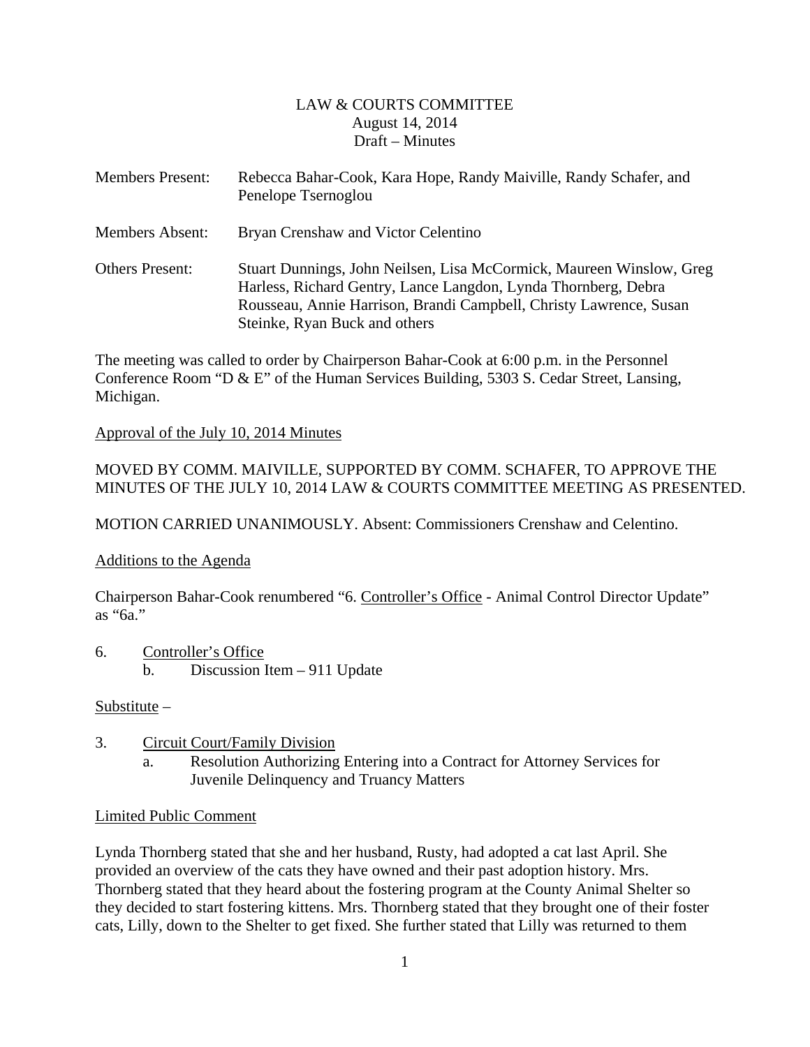LAW & COURTS COMMITTEE
August 14, 2014
Draft – Minutes

| | |
|---|---|
| Members Present: | Rebecca Bahar-Cook, Kara Hope, Randy Maiville, Randy Schafer, and Penelope Tsernoglou |
| Members Absent: | Bryan Crenshaw and Victor Celentino |
| Others Present: | Stuart Dunnings, John Neilsen, Lisa McCormick, Maureen Winslow, Greg Harless, Richard Gentry, Lance Langdon, Lynda Thornberg, Debra Rousseau, Annie Harrison, Brandi Campbell, Christy Lawrence, Susan Steinke, Ryan Buck and others |

The meeting was called to order by Chairperson Bahar-Cook at 6:00 p.m. in the Personnel Conference Room "D & E" of the Human Services Building, 5303 S. Cedar Street, Lansing, Michigan.

Approval of the July 10, 2014 Minutes

MOVED BY COMM. MAIVILLE, SUPPORTED BY COMM. SCHAFER, TO APPROVE THE MINUTES OF THE JULY 10, 2014 LAW & COURTS COMMITTEE MEETING AS PRESENTED.

MOTION CARRIED UNANIMOUSLY. Absent: Commissioners Crenshaw and Celentino.

Additions to the Agenda

Chairperson Bahar-Cook renumbered "6. Controller's Office - Animal Control Director Update" as "6a."

6. Controller's Office
   b. Discussion Item – 911 Update

Substitute –

3. Circuit Court/Family Division
   a. Resolution Authorizing Entering into a Contract for Attorney Services for Juvenile Delinquency and Truancy Matters

Limited Public Comment

Lynda Thornberg stated that she and her husband, Rusty, had adopted a cat last April. She provided an overview of the cats they have owned and their past adoption history. Mrs. Thornberg stated that they heard about the fostering program at the County Animal Shelter so they decided to start fostering kittens. Mrs. Thornberg stated that they brought one of their foster cats, Lilly, down to the Shelter to get fixed. She further stated that Lilly was returned to them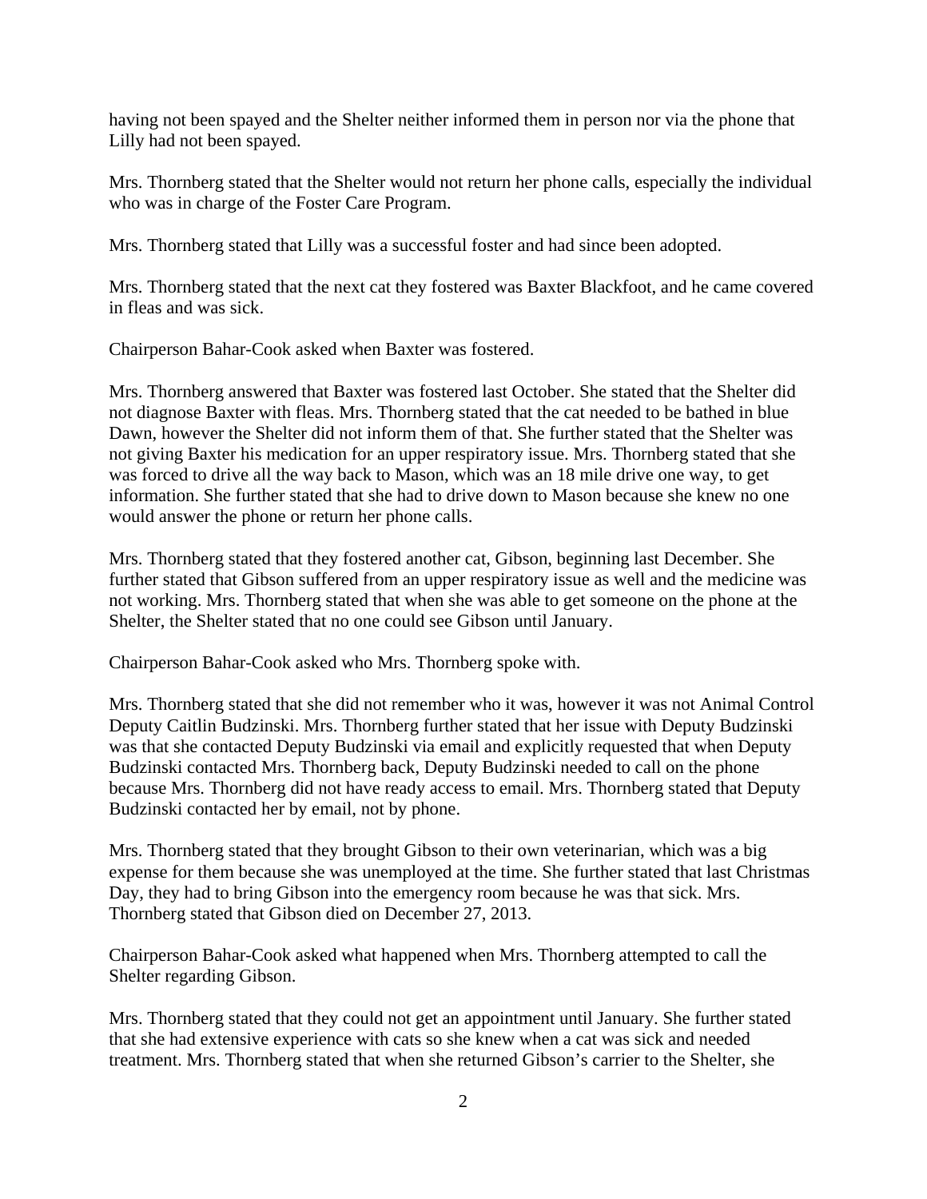having not been spayed and the Shelter neither informed them in person nor via the phone that Lilly had not been spayed.

Mrs. Thornberg stated that the Shelter would not return her phone calls, especially the individual who was in charge of the Foster Care Program.

Mrs. Thornberg stated that Lilly was a successful foster and had since been adopted.

Mrs. Thornberg stated that the next cat they fostered was Baxter Blackfoot, and he came covered in fleas and was sick.

Chairperson Bahar-Cook asked when Baxter was fostered.

Mrs. Thornberg answered that Baxter was fostered last October. She stated that the Shelter did not diagnose Baxter with fleas. Mrs. Thornberg stated that the cat needed to be bathed in blue Dawn, however the Shelter did not inform them of that. She further stated that the Shelter was not giving Baxter his medication for an upper respiratory issue. Mrs. Thornberg stated that she was forced to drive all the way back to Mason, which was an 18 mile drive one way, to get information. She further stated that she had to drive down to Mason because she knew no one would answer the phone or return her phone calls.

Mrs. Thornberg stated that they fostered another cat, Gibson, beginning last December. She further stated that Gibson suffered from an upper respiratory issue as well and the medicine was not working. Mrs. Thornberg stated that when she was able to get someone on the phone at the Shelter, the Shelter stated that no one could see Gibson until January.

Chairperson Bahar-Cook asked who Mrs. Thornberg spoke with.

Mrs. Thornberg stated that she did not remember who it was, however it was not Animal Control Deputy Caitlin Budzinski. Mrs. Thornberg further stated that her issue with Deputy Budzinski was that she contacted Deputy Budzinski via email and explicitly requested that when Deputy Budzinski contacted Mrs. Thornberg back, Deputy Budzinski needed to call on the phone because Mrs. Thornberg did not have ready access to email. Mrs. Thornberg stated that Deputy Budzinski contacted her by email, not by phone.

Mrs. Thornberg stated that they brought Gibson to their own veterinarian, which was a big expense for them because she was unemployed at the time. She further stated that last Christmas Day, they had to bring Gibson into the emergency room because he was that sick. Mrs. Thornberg stated that Gibson died on December 27, 2013.

Chairperson Bahar-Cook asked what happened when Mrs. Thornberg attempted to call the Shelter regarding Gibson.

Mrs. Thornberg stated that they could not get an appointment until January. She further stated that she had extensive experience with cats so she knew when a cat was sick and needed treatment. Mrs. Thornberg stated that when she returned Gibson's carrier to the Shelter, she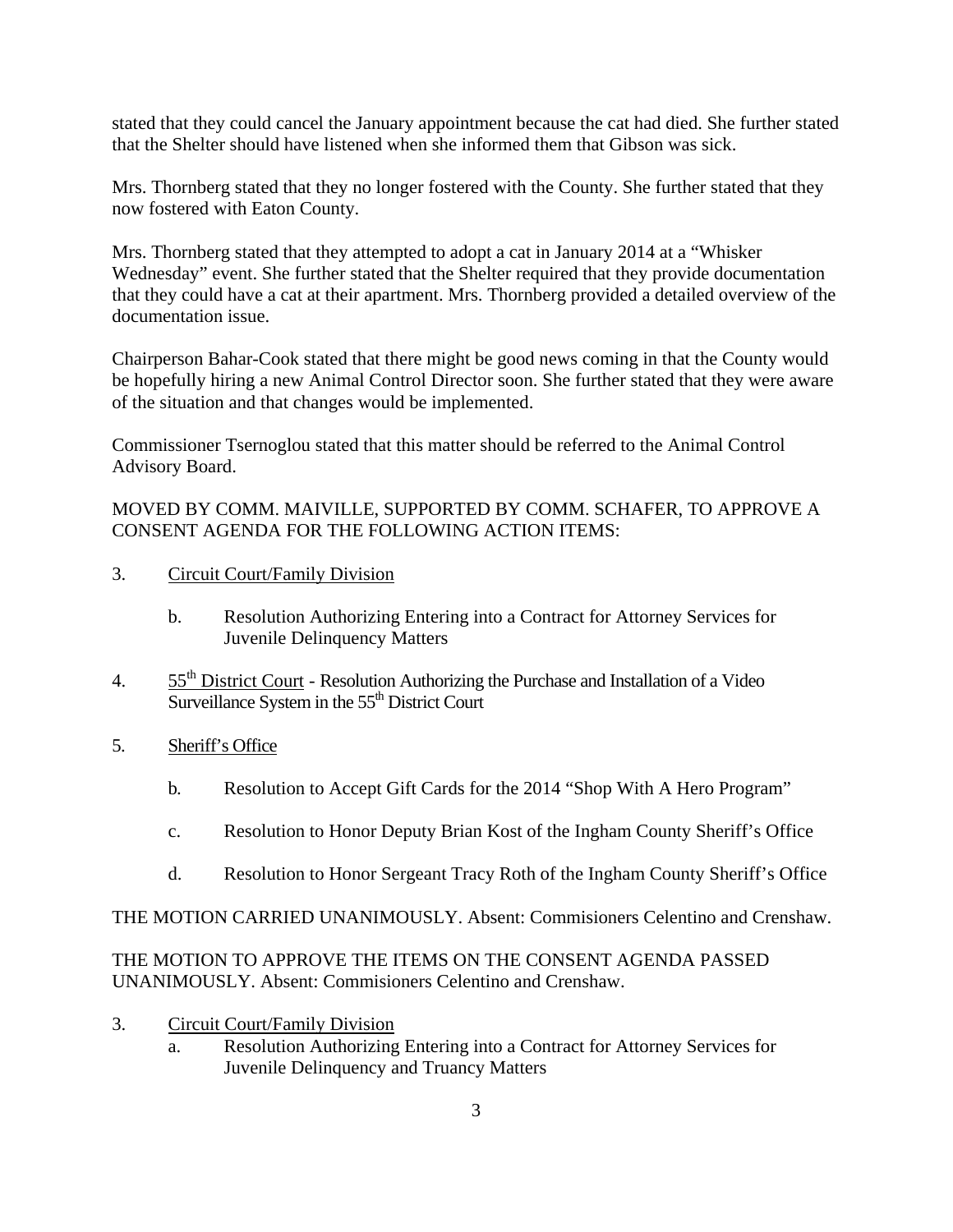stated that they could cancel the January appointment because the cat had died. She further stated that the Shelter should have listened when she informed them that Gibson was sick.

Mrs. Thornberg stated that they no longer fostered with the County. She further stated that they now fostered with Eaton County.

Mrs. Thornberg stated that they attempted to adopt a cat in January 2014 at a "Whisker Wednesday" event. She further stated that the Shelter required that they provide documentation that they could have a cat at their apartment. Mrs. Thornberg provided a detailed overview of the documentation issue.

Chairperson Bahar-Cook stated that there might be good news coming in that the County would be hopefully hiring a new Animal Control Director soon. She further stated that they were aware of the situation and that changes would be implemented.

Commissioner Tsernoglou stated that this matter should be referred to the Animal Control Advisory Board.

MOVED BY COMM. MAIVILLE, SUPPORTED BY COMM. SCHAFER, TO APPROVE A CONSENT AGENDA FOR THE FOLLOWING ACTION ITEMS:

3. Circuit Court/Family Division

   b. Resolution Authorizing Entering into a Contract for Attorney Services for Juvenile Delinquency Matters

4. 55th District Court - Resolution Authorizing the Purchase and Installation of a Video Surveillance System in the 55th District Court

5. Sheriff's Office

   b. Resolution to Accept Gift Cards for the 2014 "Shop With A Hero Program"

   c. Resolution to Honor Deputy Brian Kost of the Ingham County Sheriff's Office

   d. Resolution to Honor Sergeant Tracy Roth of the Ingham County Sheriff's Office

THE MOTION CARRIED UNANIMOUSLY. Absent: Commisioners Celentino and Crenshaw.

THE MOTION TO APPROVE THE ITEMS ON THE CONSENT AGENDA PASSED UNANIMOUSLY. Absent: Commisioners Celentino and Crenshaw.

3. Circuit Court/Family Division

   a. Resolution Authorizing Entering into a Contract for Attorney Services for Juvenile Delinquency and Truancy Matters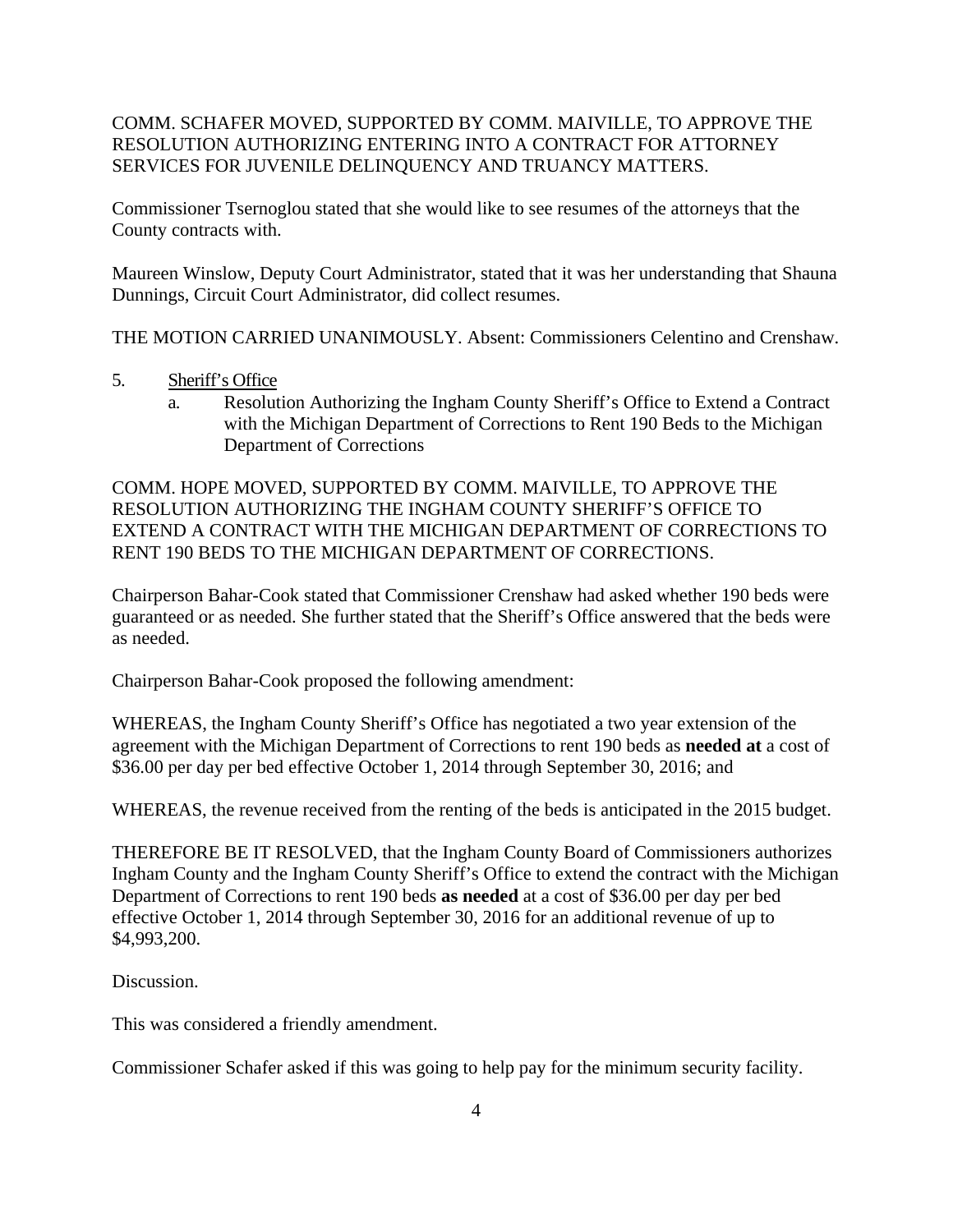COMM. SCHAFER MOVED, SUPPORTED BY COMM. MAIVILLE, TO APPROVE THE RESOLUTION AUTHORIZING ENTERING INTO A CONTRACT FOR ATTORNEY SERVICES FOR JUVENILE DELINQUENCY AND TRUANCY MATTERS.

Commissioner Tsernoglou stated that she would like to see resumes of the attorneys that the County contracts with.

Maureen Winslow, Deputy Court Administrator, stated that it was her understanding that Shauna Dunnings, Circuit Court Administrator, did collect resumes.

THE MOTION CARRIED UNANIMOUSLY. Absent: Commissioners Celentino and Crenshaw.

5. Sheriff's Office
   a. Resolution Authorizing the Ingham County Sheriff's Office to Extend a Contract with the Michigan Department of Corrections to Rent 190 Beds to the Michigan Department of Corrections

COMM. HOPE MOVED, SUPPORTED BY COMM. MAIVILLE, TO APPROVE THE RESOLUTION AUTHORIZING THE INGHAM COUNTY SHERIFF'S OFFICE TO EXTEND A CONTRACT WITH THE MICHIGAN DEPARTMENT OF CORRECTIONS TO RENT 190 BEDS TO THE MICHIGAN DEPARTMENT OF CORRECTIONS.

Chairperson Bahar-Cook stated that Commissioner Crenshaw had asked whether 190 beds were guaranteed or as needed. She further stated that the Sheriff's Office answered that the beds were as needed.

Chairperson Bahar-Cook proposed the following amendment:

WHEREAS, the Ingham County Sheriff's Office has negotiated a two year extension of the agreement with the Michigan Department of Corrections to rent 190 beds as **needed at** a cost of $36.00 per day per bed effective October 1, 2014 through September 30, 2016; and

WHEREAS, the revenue received from the renting of the beds is anticipated in the 2015 budget.

THEREFORE BE IT RESOLVED, that the Ingham County Board of Commissioners authorizes Ingham County and the Ingham County Sheriff's Office to extend the contract with the Michigan Department of Corrections to rent 190 beds **as needed** at a cost of $36.00 per day per bed effective October 1, 2014 through September 30, 2016 for an additional revenue of up to $4,993,200.

Discussion.

This was considered a friendly amendment.

Commissioner Schafer asked if this was going to help pay for the minimum security facility.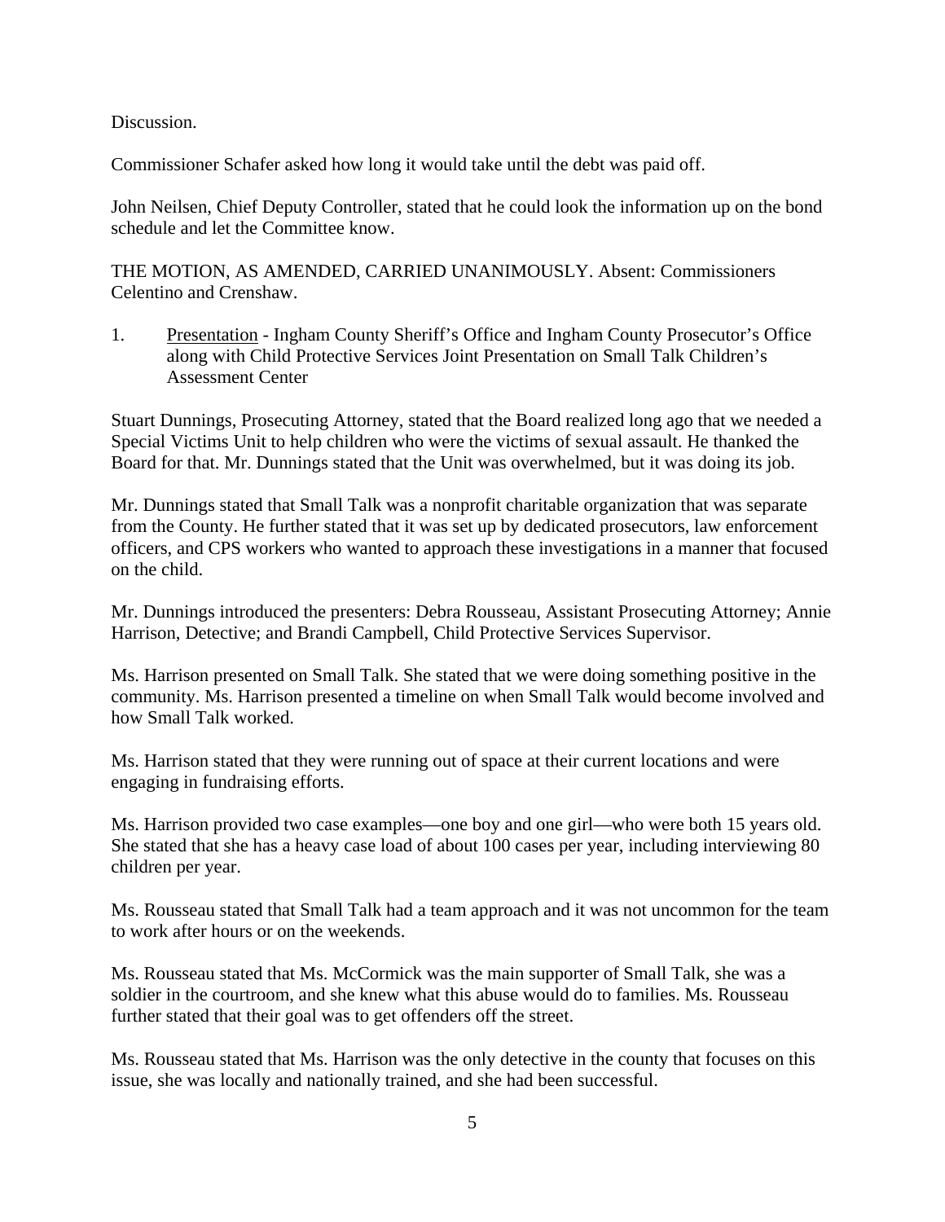Discussion.

Commissioner Schafer asked how long it would take until the debt was paid off.

John Neilsen, Chief Deputy Controller, stated that he could look the information up on the bond schedule and let the Committee know.

THE MOTION, AS AMENDED, CARRIED UNANIMOUSLY. Absent: Commissioners Celentino and Crenshaw.

1. Presentation - Ingham County Sheriff's Office and Ingham County Prosecutor's Office along with Child Protective Services Joint Presentation on Small Talk Children's Assessment Center

Stuart Dunnings, Prosecuting Attorney, stated that the Board realized long ago that we needed a Special Victims Unit to help children who were the victims of sexual assault. He thanked the Board for that. Mr. Dunnings stated that the Unit was overwhelmed, but it was doing its job.

Mr. Dunnings stated that Small Talk was a nonprofit charitable organization that was separate from the County. He further stated that it was set up by dedicated prosecutors, law enforcement officers, and CPS workers who wanted to approach these investigations in a manner that focused on the child.

Mr. Dunnings introduced the presenters: Debra Rousseau, Assistant Prosecuting Attorney; Annie Harrison, Detective; and Brandi Campbell, Child Protective Services Supervisor.

Ms. Harrison presented on Small Talk. She stated that we were doing something positive in the community. Ms. Harrison presented a timeline on when Small Talk would become involved and how Small Talk worked.

Ms. Harrison stated that they were running out of space at their current locations and were engaging in fundraising efforts.

Ms. Harrison provided two case examples—one boy and one girl—who were both 15 years old. She stated that she has a heavy case load of about 100 cases per year, including interviewing 80 children per year.

Ms. Rousseau stated that Small Talk had a team approach and it was not uncommon for the team to work after hours or on the weekends.

Ms. Rousseau stated that Ms. McCormick was the main supporter of Small Talk, she was a soldier in the courtroom, and she knew what this abuse would do to families. Ms. Rousseau further stated that their goal was to get offenders off the street.

Ms. Rousseau stated that Ms. Harrison was the only detective in the county that focuses on this issue, she was locally and nationally trained, and she had been successful.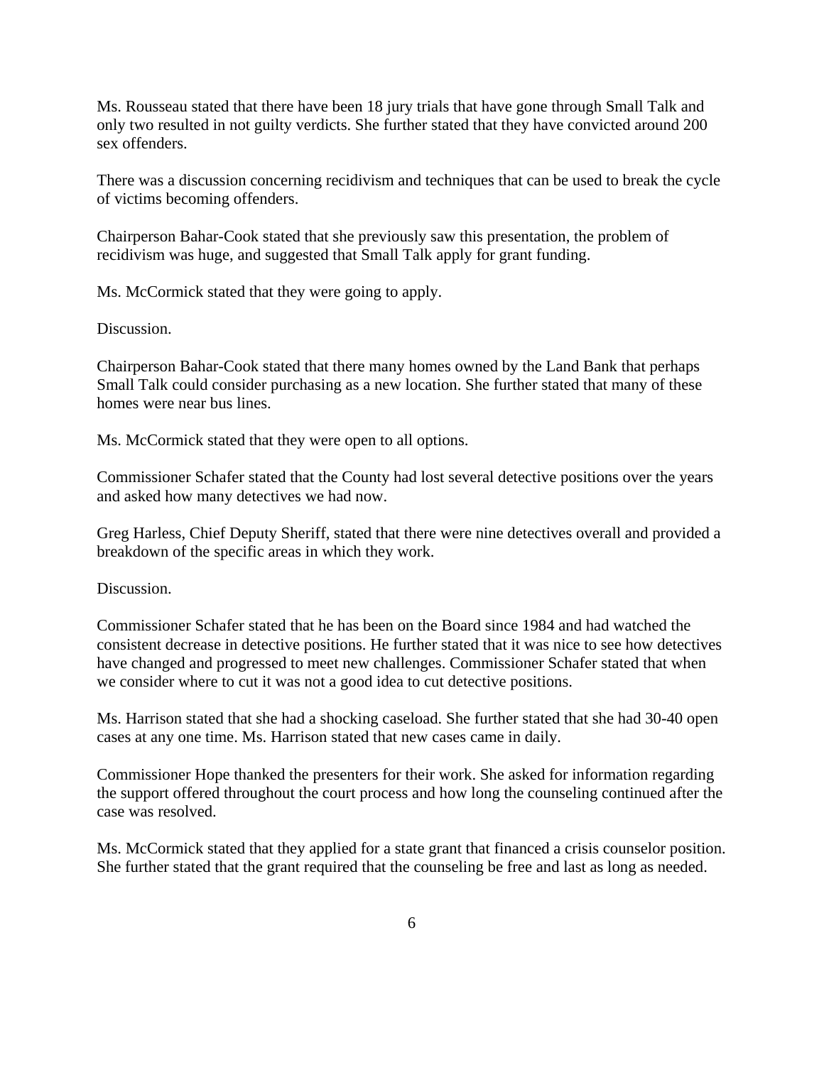Ms. Rousseau stated that there have been 18 jury trials that have gone through Small Talk and only two resulted in not guilty verdicts. She further stated that they have convicted around 200 sex offenders.

There was a discussion concerning recidivism and techniques that can be used to break the cycle of victims becoming offenders.

Chairperson Bahar-Cook stated that she previously saw this presentation, the problem of recidivism was huge, and suggested that Small Talk apply for grant funding.

Ms. McCormick stated that they were going to apply.

Discussion.

Chairperson Bahar-Cook stated that there many homes owned by the Land Bank that perhaps Small Talk could consider purchasing as a new location. She further stated that many of these homes were near bus lines.

Ms. McCormick stated that they were open to all options.

Commissioner Schafer stated that the County had lost several detective positions over the years and asked how many detectives we had now.

Greg Harless, Chief Deputy Sheriff, stated that there were nine detectives overall and provided a breakdown of the specific areas in which they work.

Discussion.

Commissioner Schafer stated that he has been on the Board since 1984 and had watched the consistent decrease in detective positions. He further stated that it was nice to see how detectives have changed and progressed to meet new challenges. Commissioner Schafer stated that when we consider where to cut it was not a good idea to cut detective positions.

Ms. Harrison stated that she had a shocking caseload. She further stated that she had 30-40 open cases at any one time. Ms. Harrison stated that new cases came in daily.

Commissioner Hope thanked the presenters for their work. She asked for information regarding the support offered throughout the court process and how long the counseling continued after the case was resolved.

Ms. McCormick stated that they applied for a state grant that financed a crisis counselor position. She further stated that the grant required that the counseling be free and last as long as needed.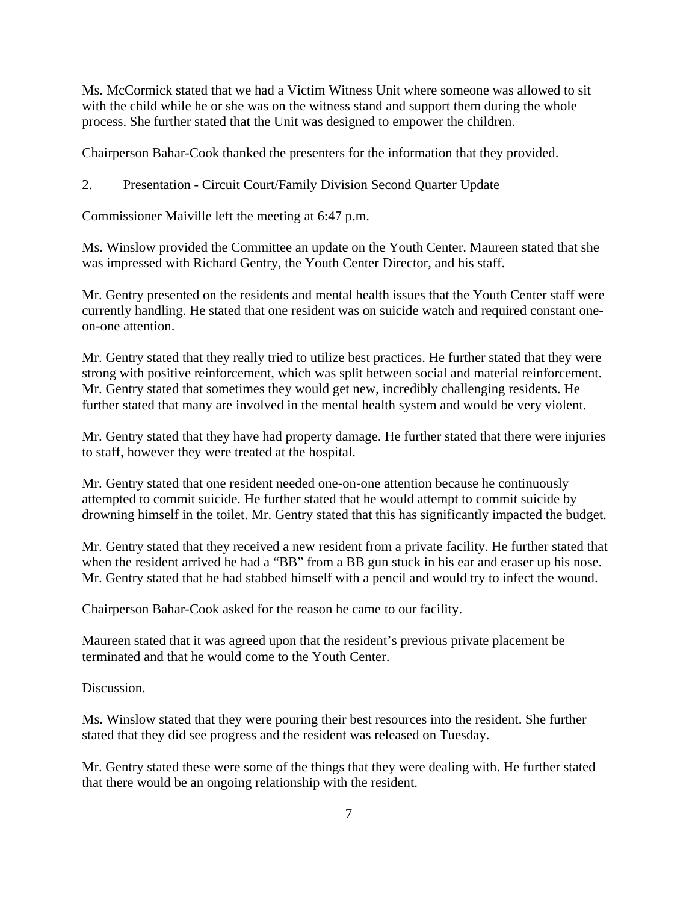Ms. McCormick stated that we had a Victim Witness Unit where someone was allowed to sit with the child while he or she was on the witness stand and support them during the whole process. She further stated that the Unit was designed to empower the children.

Chairperson Bahar-Cook thanked the presenters for the information that they provided.

2. Presentation - Circuit Court/Family Division Second Quarter Update

Commissioner Maiville left the meeting at 6:47 p.m.

Ms. Winslow provided the Committee an update on the Youth Center. Maureen stated that she was impressed with Richard Gentry, the Youth Center Director, and his staff.

Mr. Gentry presented on the residents and mental health issues that the Youth Center staff were currently handling. He stated that one resident was on suicide watch and required constant one-on-one attention.

Mr. Gentry stated that they really tried to utilize best practices. He further stated that they were strong with positive reinforcement, which was split between social and material reinforcement. Mr. Gentry stated that sometimes they would get new, incredibly challenging residents. He further stated that many are involved in the mental health system and would be very violent.

Mr. Gentry stated that they have had property damage. He further stated that there were injuries to staff, however they were treated at the hospital.

Mr. Gentry stated that one resident needed one-on-one attention because he continuously attempted to commit suicide. He further stated that he would attempt to commit suicide by drowning himself in the toilet. Mr. Gentry stated that this has significantly impacted the budget.

Mr. Gentry stated that they received a new resident from a private facility. He further stated that when the resident arrived he had a "BB" from a BB gun stuck in his ear and eraser up his nose. Mr. Gentry stated that he had stabbed himself with a pencil and would try to infect the wound.

Chairperson Bahar-Cook asked for the reason he came to our facility.

Maureen stated that it was agreed upon that the resident's previous private placement be terminated and that he would come to the Youth Center.

Discussion.

Ms. Winslow stated that they were pouring their best resources into the resident. She further stated that they did see progress and the resident was released on Tuesday.

Mr. Gentry stated these were some of the things that they were dealing with. He further stated that there would be an ongoing relationship with the resident.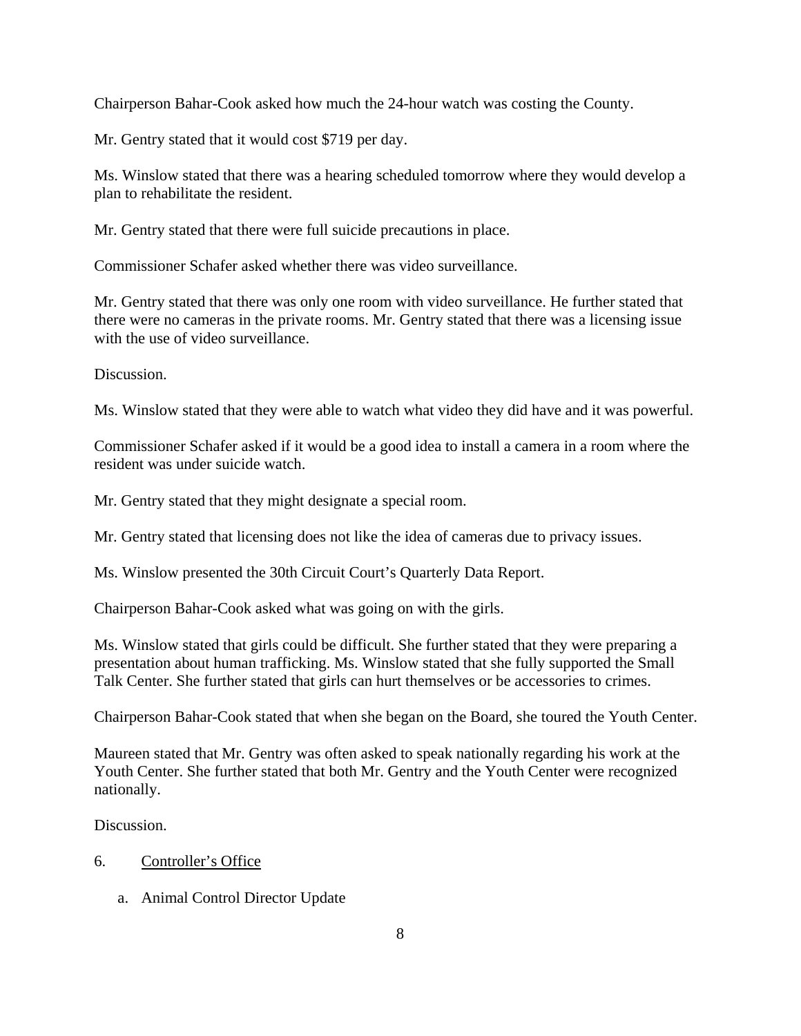Chairperson Bahar-Cook asked how much the 24-hour watch was costing the County.

Mr. Gentry stated that it would cost $719 per day.

Ms. Winslow stated that there was a hearing scheduled tomorrow where they would develop a plan to rehabilitate the resident.

Mr. Gentry stated that there were full suicide precautions in place.

Commissioner Schafer asked whether there was video surveillance.

Mr. Gentry stated that there was only one room with video surveillance. He further stated that there were no cameras in the private rooms. Mr. Gentry stated that there was a licensing issue with the use of video surveillance.

Discussion.

Ms. Winslow stated that they were able to watch what video they did have and it was powerful.

Commissioner Schafer asked if it would be a good idea to install a camera in a room where the resident was under suicide watch.

Mr. Gentry stated that they might designate a special room.

Mr. Gentry stated that licensing does not like the idea of cameras due to privacy issues.

Ms. Winslow presented the 30th Circuit Court's Quarterly Data Report.

Chairperson Bahar-Cook asked what was going on with the girls.

Ms. Winslow stated that girls could be difficult. She further stated that they were preparing a presentation about human trafficking. Ms. Winslow stated that she fully supported the Small Talk Center. She further stated that girls can hurt themselves or be accessories to crimes.

Chairperson Bahar-Cook stated that when she began on the Board, she toured the Youth Center.

Maureen stated that Mr. Gentry was often asked to speak nationally regarding his work at the Youth Center. She further stated that both Mr. Gentry and the Youth Center were recognized nationally.

Discussion.

6. Controller's Office

   a. Animal Control Director Update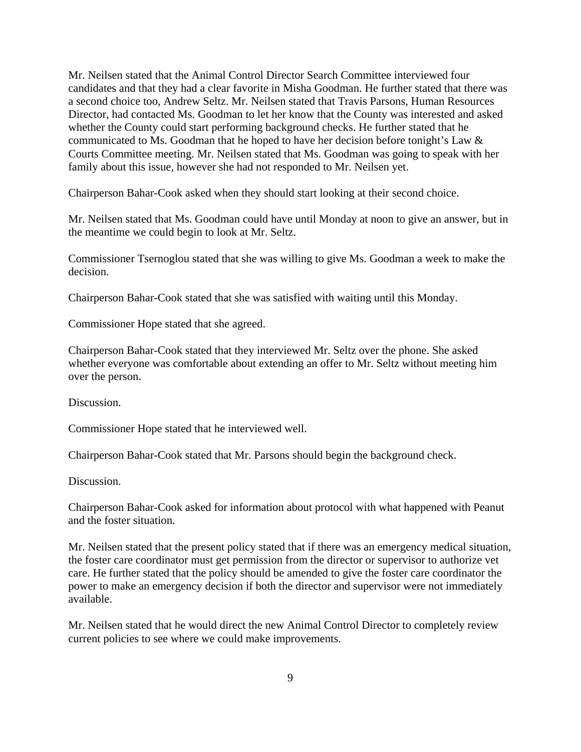Mr. Neilsen stated that the Animal Control Director Search Committee interviewed four candidates and that they had a clear favorite in Misha Goodman. He further stated that there was a second choice too, Andrew Seltz. Mr. Neilsen stated that Travis Parsons, Human Resources Director, had contacted Ms. Goodman to let her know that the County was interested and asked whether the County could start performing background checks. He further stated that he communicated to Ms. Goodman that he hoped to have her decision before tonight's Law & Courts Committee meeting. Mr. Neilsen stated that Ms. Goodman was going to speak with her family about this issue, however she had not responded to Mr. Neilsen yet.

Chairperson Bahar-Cook asked when they should start looking at their second choice.

Mr. Neilsen stated that Ms. Goodman could have until Monday at noon to give an answer, but in the meantime we could begin to look at Mr. Seltz.

Commissioner Tsernoglou stated that she was willing to give Ms. Goodman a week to make the decision.

Chairperson Bahar-Cook stated that she was satisfied with waiting until this Monday.

Commissioner Hope stated that she agreed.

Chairperson Bahar-Cook stated that they interviewed Mr. Seltz over the phone. She asked whether everyone was comfortable about extending an offer to Mr. Seltz without meeting him over the person.

Discussion.

Commissioner Hope stated that he interviewed well.

Chairperson Bahar-Cook stated that Mr. Parsons should begin the background check.

Discussion.

Chairperson Bahar-Cook asked for information about protocol with what happened with Peanut and the foster situation.

Mr. Neilsen stated that the present policy stated that if there was an emergency medical situation, the foster care coordinator must get permission from the director or supervisor to authorize vet care. He further stated that the policy should be amended to give the foster care coordinator the power to make an emergency decision if both the director and supervisor were not immediately available.

Mr. Neilsen stated that he would direct the new Animal Control Director to completely review current policies to see where we could make improvements.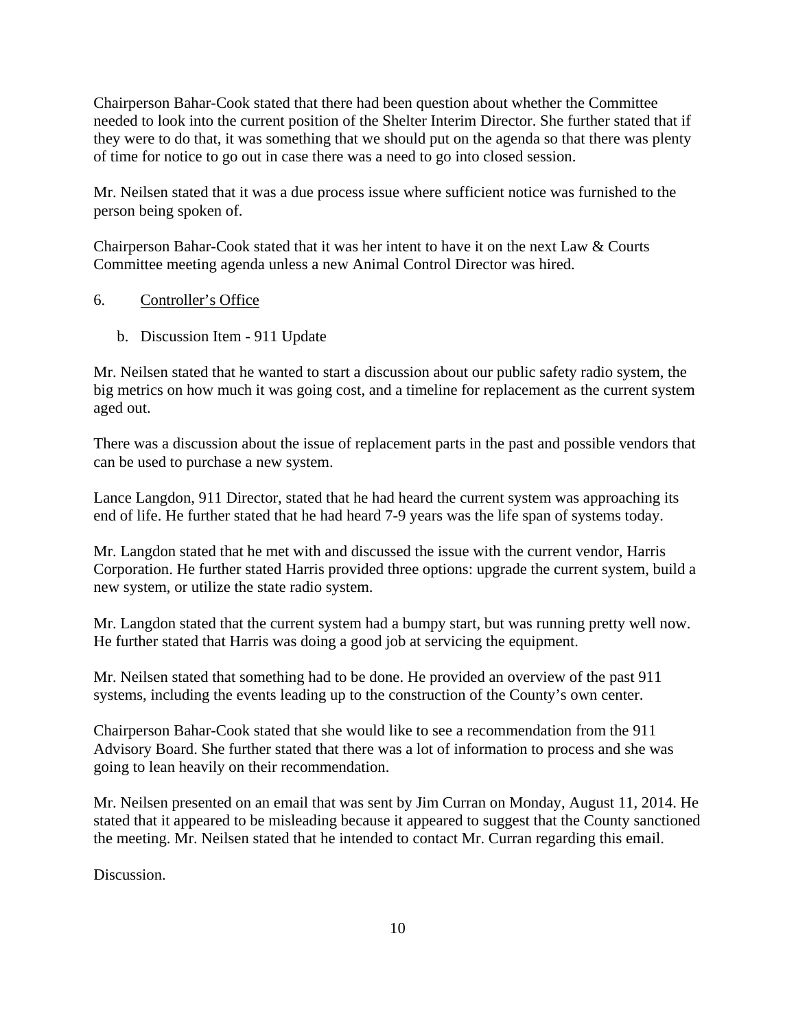Chairperson Bahar-Cook stated that there had been question about whether the Committee needed to look into the current position of the Shelter Interim Director. She further stated that if they were to do that, it was something that we should put on the agenda so that there was plenty of time for notice to go out in case there was a need to go into closed session.

Mr. Neilsen stated that it was a due process issue where sufficient notice was furnished to the person being spoken of.

Chairperson Bahar-Cook stated that it was her intent to have it on the next Law & Courts Committee meeting agenda unless a new Animal Control Director was hired.

6. Controller's Office

   b. Discussion Item - 911 Update

Mr. Neilsen stated that he wanted to start a discussion about our public safety radio system, the big metrics on how much it was going cost, and a timeline for replacement as the current system aged out.

There was a discussion about the issue of replacement parts in the past and possible vendors that can be used to purchase a new system.

Lance Langdon, 911 Director, stated that he had heard the current system was approaching its end of life. He further stated that he had heard 7-9 years was the life span of systems today.

Mr. Langdon stated that he met with and discussed the issue with the current vendor, Harris Corporation. He further stated Harris provided three options: upgrade the current system, build a new system, or utilize the state radio system.

Mr. Langdon stated that the current system had a bumpy start, but was running pretty well now. He further stated that Harris was doing a good job at servicing the equipment.

Mr. Neilsen stated that something had to be done. He provided an overview of the past 911 systems, including the events leading up to the construction of the County's own center.

Chairperson Bahar-Cook stated that she would like to see a recommendation from the 911 Advisory Board. She further stated that there was a lot of information to process and she was going to lean heavily on their recommendation.

Mr. Neilsen presented on an email that was sent by Jim Curran on Monday, August 11, 2014. He stated that it appeared to be misleading because it appeared to suggest that the County sanctioned the meeting. Mr. Neilsen stated that he intended to contact Mr. Curran regarding this email.

Discussion.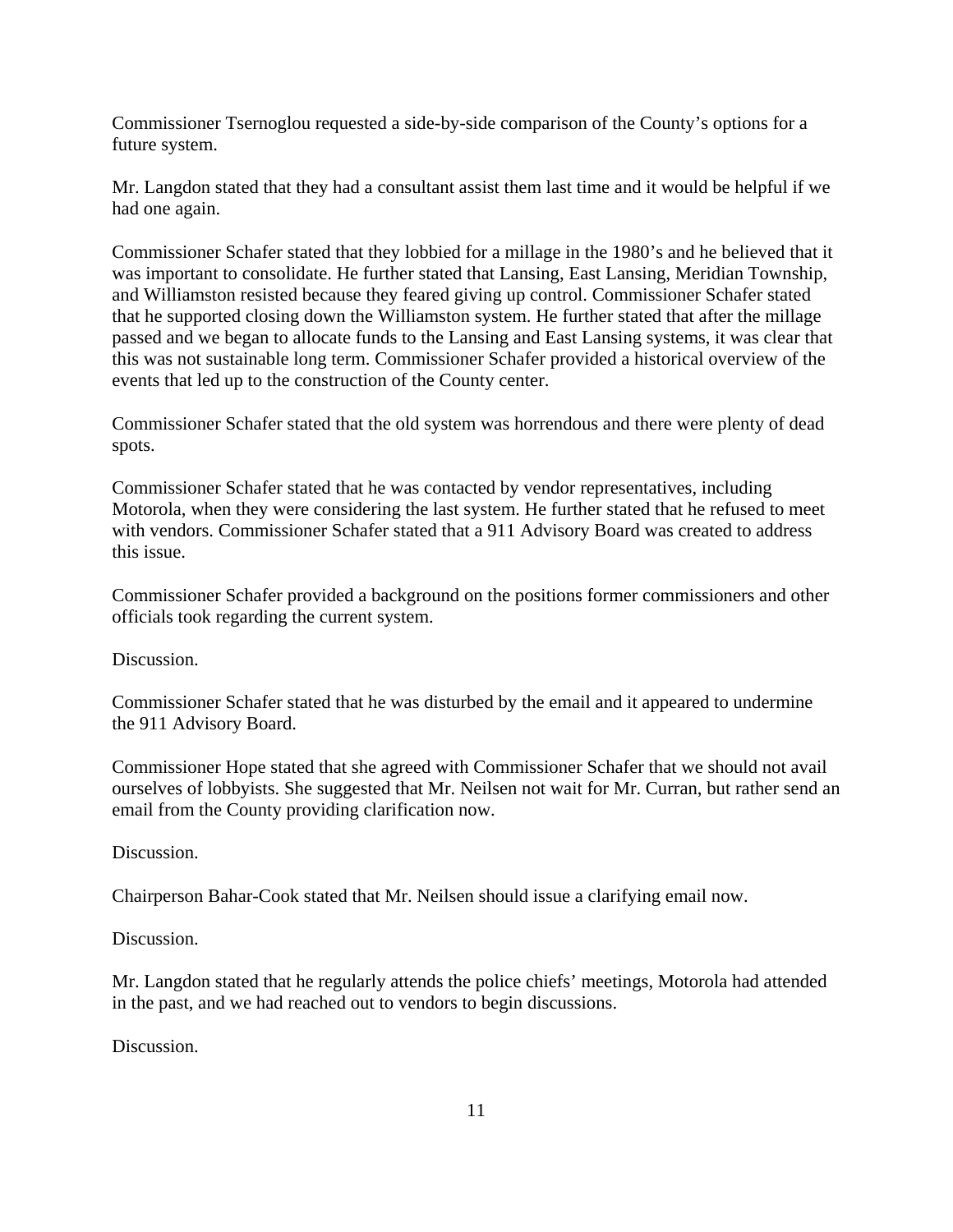Commissioner Tsernoglou requested a side-by-side comparison of the County's options for a future system.

Mr. Langdon stated that they had a consultant assist them last time and it would be helpful if we had one again.

Commissioner Schafer stated that they lobbied for a millage in the 1980's and he believed that it was important to consolidate. He further stated that Lansing, East Lansing, Meridian Township, and Williamston resisted because they feared giving up control. Commissioner Schafer stated that he supported closing down the Williamston system. He further stated that after the millage passed and we began to allocate funds to the Lansing and East Lansing systems, it was clear that this was not sustainable long term. Commissioner Schafer provided a historical overview of the events that led up to the construction of the County center.

Commissioner Schafer stated that the old system was horrendous and there were plenty of dead spots.

Commissioner Schafer stated that he was contacted by vendor representatives, including Motorola, when they were considering the last system. He further stated that he refused to meet with vendors. Commissioner Schafer stated that a 911 Advisory Board was created to address this issue.

Commissioner Schafer provided a background on the positions former commissioners and other officials took regarding the current system.

Discussion.

Commissioner Schafer stated that he was disturbed by the email and it appeared to undermine the 911 Advisory Board.

Commissioner Hope stated that she agreed with Commissioner Schafer that we should not avail ourselves of lobbyists. She suggested that Mr. Neilsen not wait for Mr. Curran, but rather send an email from the County providing clarification now.

Discussion.

Chairperson Bahar-Cook stated that Mr. Neilsen should issue a clarifying email now.

Discussion.

Mr. Langdon stated that he regularly attends the police chiefs' meetings, Motorola had attended in the past, and we had reached out to vendors to begin discussions.

Discussion.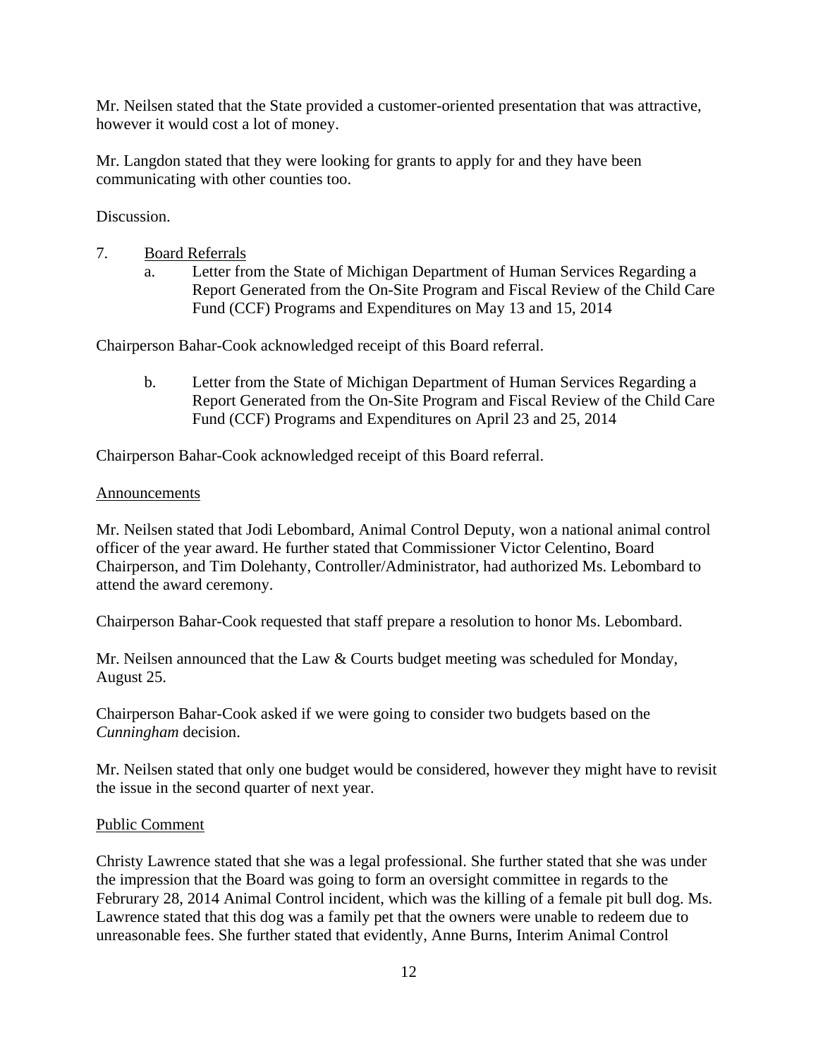Mr. Neilsen stated that the State provided a customer-oriented presentation that was attractive, however it would cost a lot of money.

Mr. Langdon stated that they were looking for grants to apply for and they have been communicating with other counties too.

Discussion.

7. Board Referrals
   a. Letter from the State of Michigan Department of Human Services Regarding a Report Generated from the On-Site Program and Fiscal Review of the Child Care Fund (CCF) Programs and Expenditures on May 13 and 15, 2014

Chairperson Bahar-Cook acknowledged receipt of this Board referral.

   b. Letter from the State of Michigan Department of Human Services Regarding a Report Generated from the On-Site Program and Fiscal Review of the Child Care Fund (CCF) Programs and Expenditures on April 23 and 25, 2014

Chairperson Bahar-Cook acknowledged receipt of this Board referral.

Announcements

Mr. Neilsen stated that Jodi Lebombard, Animal Control Deputy, won a national animal control officer of the year award. He further stated that Commissioner Victor Celentino, Board Chairperson, and Tim Dolehanty, Controller/Administrator, had authorized Ms. Lebombard to attend the award ceremony.

Chairperson Bahar-Cook requested that staff prepare a resolution to honor Ms. Lebombard.

Mr. Neilsen announced that the Law & Courts budget meeting was scheduled for Monday, August 25.

Chairperson Bahar-Cook asked if we were going to consider two budgets based on the *Cunningham* decision.

Mr. Neilsen stated that only one budget would be considered, however they might have to revisit the issue in the second quarter of next year.

Public Comment

Christy Lawrence stated that she was a legal professional. She further stated that she was under the impression that the Board was going to form an oversight committee in regards to the Februrary 28, 2014 Animal Control incident, which was the killing of a female pit bull dog. Ms. Lawrence stated that this dog was a family pet that the owners were unable to redeem due to unreasonable fees. She further stated that evidently, Anne Burns, Interim Animal Control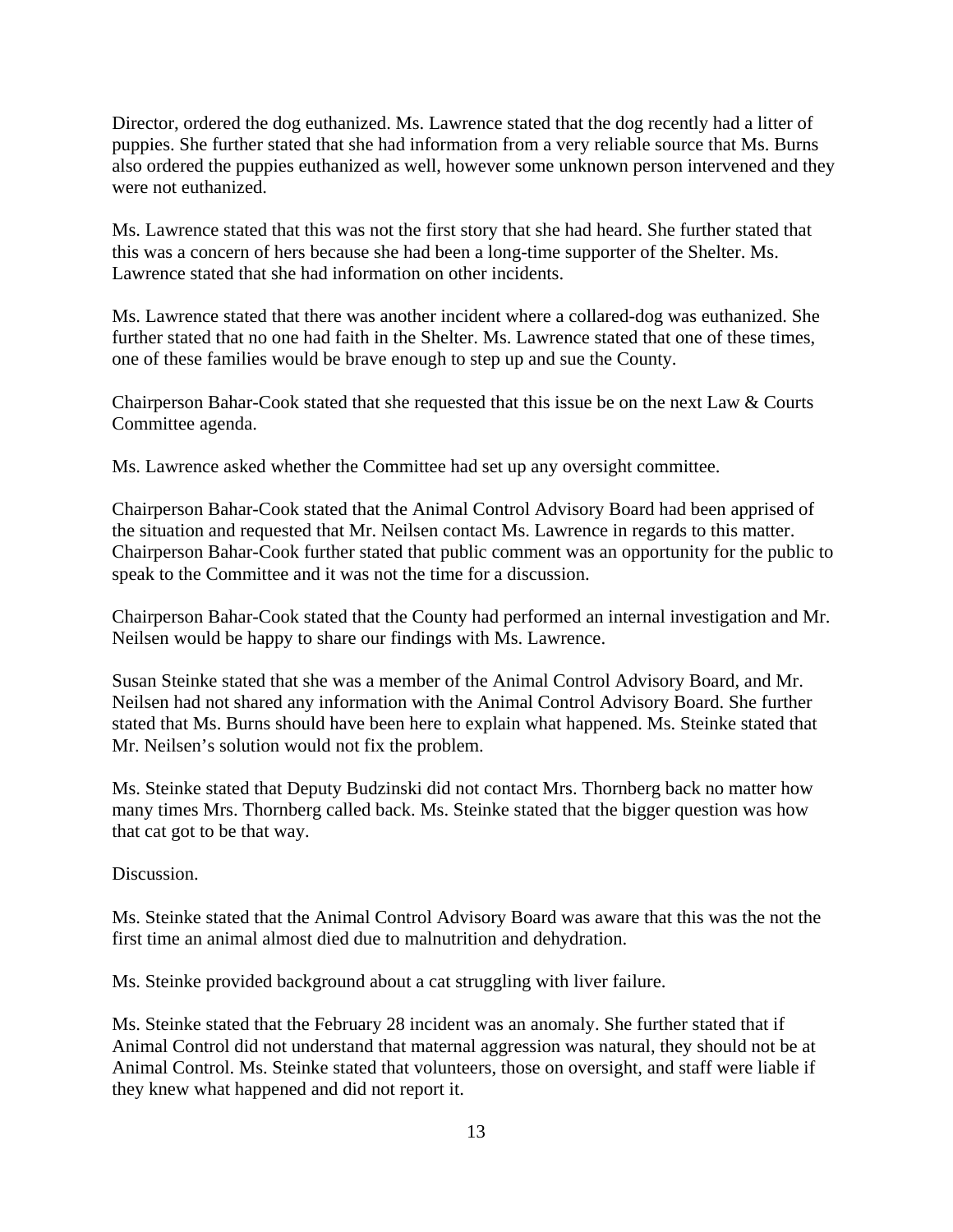Director, ordered the dog euthanized. Ms. Lawrence stated that the dog recently had a litter of puppies. She further stated that she had information from a very reliable source that Ms. Burns also ordered the puppies euthanized as well, however some unknown person intervened and they were not euthanized.

Ms. Lawrence stated that this was not the first story that she had heard. She further stated that this was a concern of hers because she had been a long-time supporter of the Shelter. Ms. Lawrence stated that she had information on other incidents.

Ms. Lawrence stated that there was another incident where a collared-dog was euthanized. She further stated that no one had faith in the Shelter. Ms. Lawrence stated that one of these times, one of these families would be brave enough to step up and sue the County.

Chairperson Bahar-Cook stated that she requested that this issue be on the next Law & Courts Committee agenda.

Ms. Lawrence asked whether the Committee had set up any oversight committee.

Chairperson Bahar-Cook stated that the Animal Control Advisory Board had been apprised of the situation and requested that Mr. Neilsen contact Ms. Lawrence in regards to this matter. Chairperson Bahar-Cook further stated that public comment was an opportunity for the public to speak to the Committee and it was not the time for a discussion.

Chairperson Bahar-Cook stated that the County had performed an internal investigation and Mr. Neilsen would be happy to share our findings with Ms. Lawrence.

Susan Steinke stated that she was a member of the Animal Control Advisory Board, and Mr. Neilsen had not shared any information with the Animal Control Advisory Board. She further stated that Ms. Burns should have been here to explain what happened. Ms. Steinke stated that Mr. Neilsen's solution would not fix the problem.

Ms. Steinke stated that Deputy Budzinski did not contact Mrs. Thornberg back no matter how many times Mrs. Thornberg called back. Ms. Steinke stated that the bigger question was how that cat got to be that way.

Discussion.

Ms. Steinke stated that the Animal Control Advisory Board was aware that this was the not the first time an animal almost died due to malnutrition and dehydration.

Ms. Steinke provided background about a cat struggling with liver failure.

Ms. Steinke stated that the February 28 incident was an anomaly. She further stated that if Animal Control did not understand that maternal aggression was natural, they should not be at Animal Control. Ms. Steinke stated that volunteers, those on oversight, and staff were liable if they knew what happened and did not report it.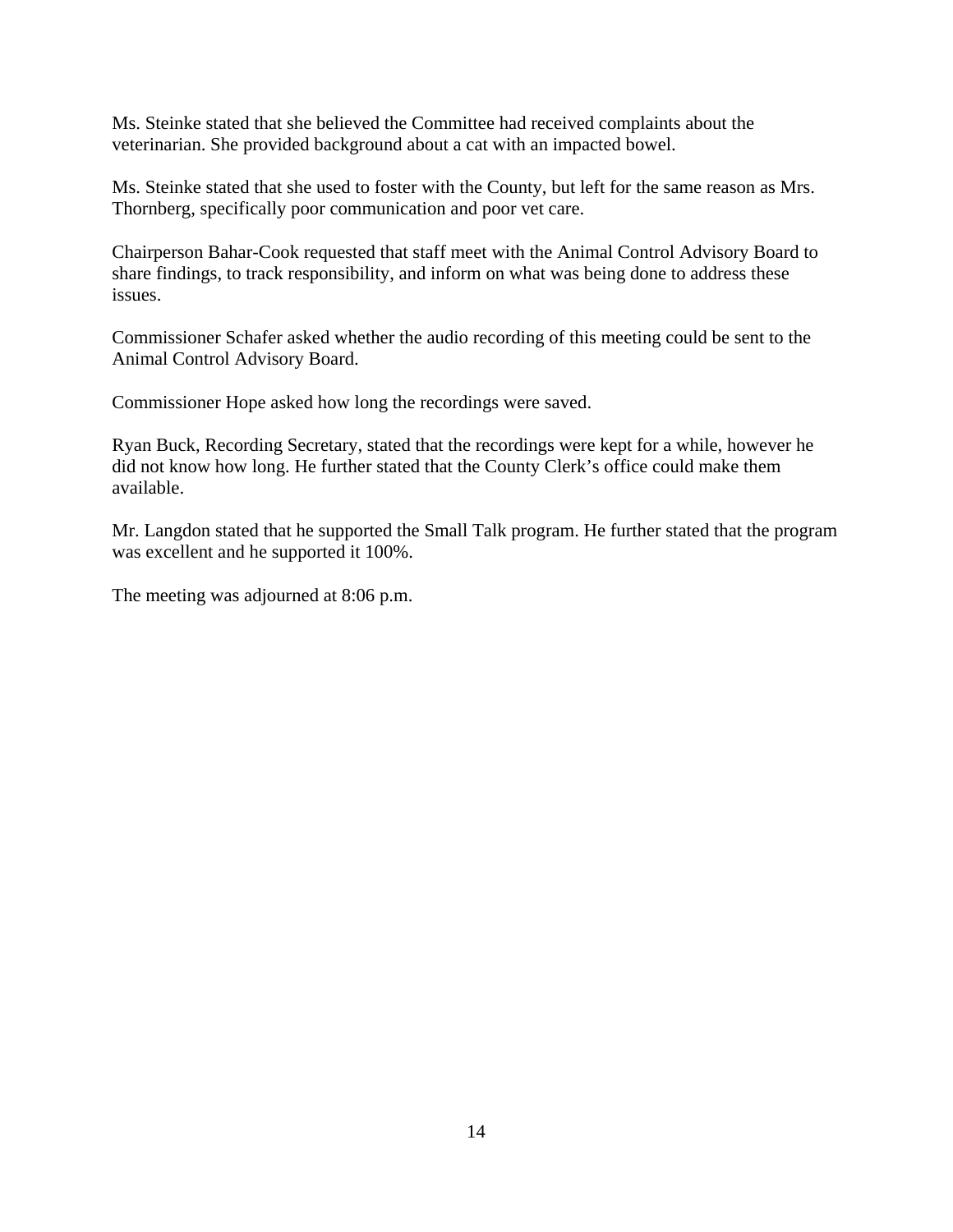Ms. Steinke stated that she believed the Committee had received complaints about the veterinarian. She provided background about a cat with an impacted bowel.

Ms. Steinke stated that she used to foster with the County, but left for the same reason as Mrs. Thornberg, specifically poor communication and poor vet care.

Chairperson Bahar-Cook requested that staff meet with the Animal Control Advisory Board to share findings, to track responsibility, and inform on what was being done to address these issues.

Commissioner Schafer asked whether the audio recording of this meeting could be sent to the Animal Control Advisory Board.

Commissioner Hope asked how long the recordings were saved.

Ryan Buck, Recording Secretary, stated that the recordings were kept for a while, however he did not know how long. He further stated that the County Clerk's office could make them available.

Mr. Langdon stated that he supported the Small Talk program. He further stated that the program was excellent and he supported it 100%.

The meeting was adjourned at 8:06 p.m.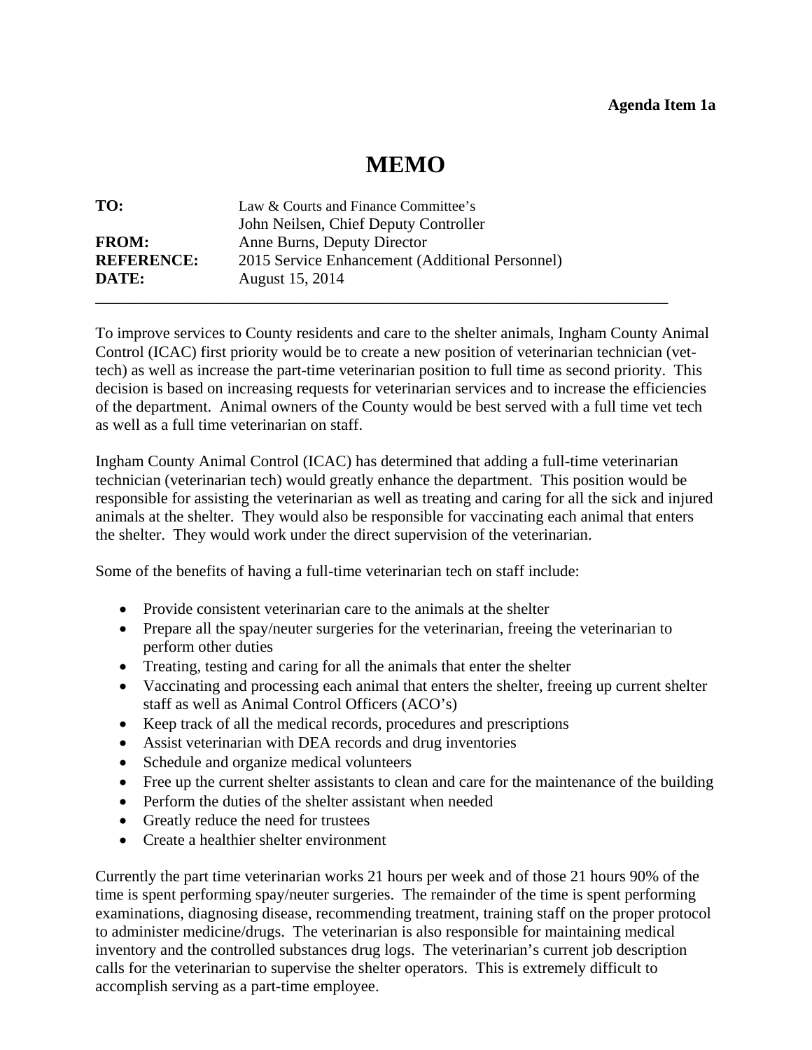**Agenda Item 1a**

# MEMO

**TO:** Law & Courts and Finance Committee's
John Neilsen, Chief Deputy Controller
**FROM:** Anne Burns, Deputy Director
**REFERENCE:** 2015 Service Enhancement (Additional Personnel)
**DATE:** August 15, 2014

---

To improve services to County residents and care to the shelter animals, Ingham County Animal Control (ICAC) first priority would be to create a new position of veterinarian technician (vet-tech) as well as increase the part-time veterinarian position to full time as second priority. This decision is based on increasing requests for veterinarian services and to increase the efficiencies of the department. Animal owners of the County would be best served with a full time vet tech as well as a full time veterinarian on staff.

Ingham County Animal Control (ICAC) has determined that adding a full-time veterinarian technician (veterinarian tech) would greatly enhance the department. This position would be responsible for assisting the veterinarian as well as treating and caring for all the sick and injured animals at the shelter. They would also be responsible for vaccinating each animal that enters the shelter. They would work under the direct supervision of the veterinarian.

Some of the benefits of having a full-time veterinarian tech on staff include:

- Provide consistent veterinarian care to the animals at the shelter
- Prepare all the spay/neuter surgeries for the veterinarian, freeing the veterinarian to perform other duties
- Treating, testing and caring for all the animals that enter the shelter
- Vaccinating and processing each animal that enters the shelter, freeing up current shelter staff as well as Animal Control Officers (ACO's)
- Keep track of all the medical records, procedures and prescriptions
- Assist veterinarian with DEA records and drug inventories
- Schedule and organize medical volunteers
- Free up the current shelter assistants to clean and care for the maintenance of the building
- Perform the duties of the shelter assistant when needed
- Greatly reduce the need for trustees
- Create a healthier shelter environment

Currently the part time veterinarian works 21 hours per week and of those 21 hours 90% of the time is spent performing spay/neuter surgeries. The remainder of the time is spent performing examinations, diagnosing disease, recommending treatment, training staff on the proper protocol to administer medicine/drugs. The veterinarian is also responsible for maintaining medical inventory and the controlled substances drug logs. The veterinarian's current job description calls for the veterinarian to supervise the shelter operators. This is extremely difficult to accomplish serving as a part-time employee.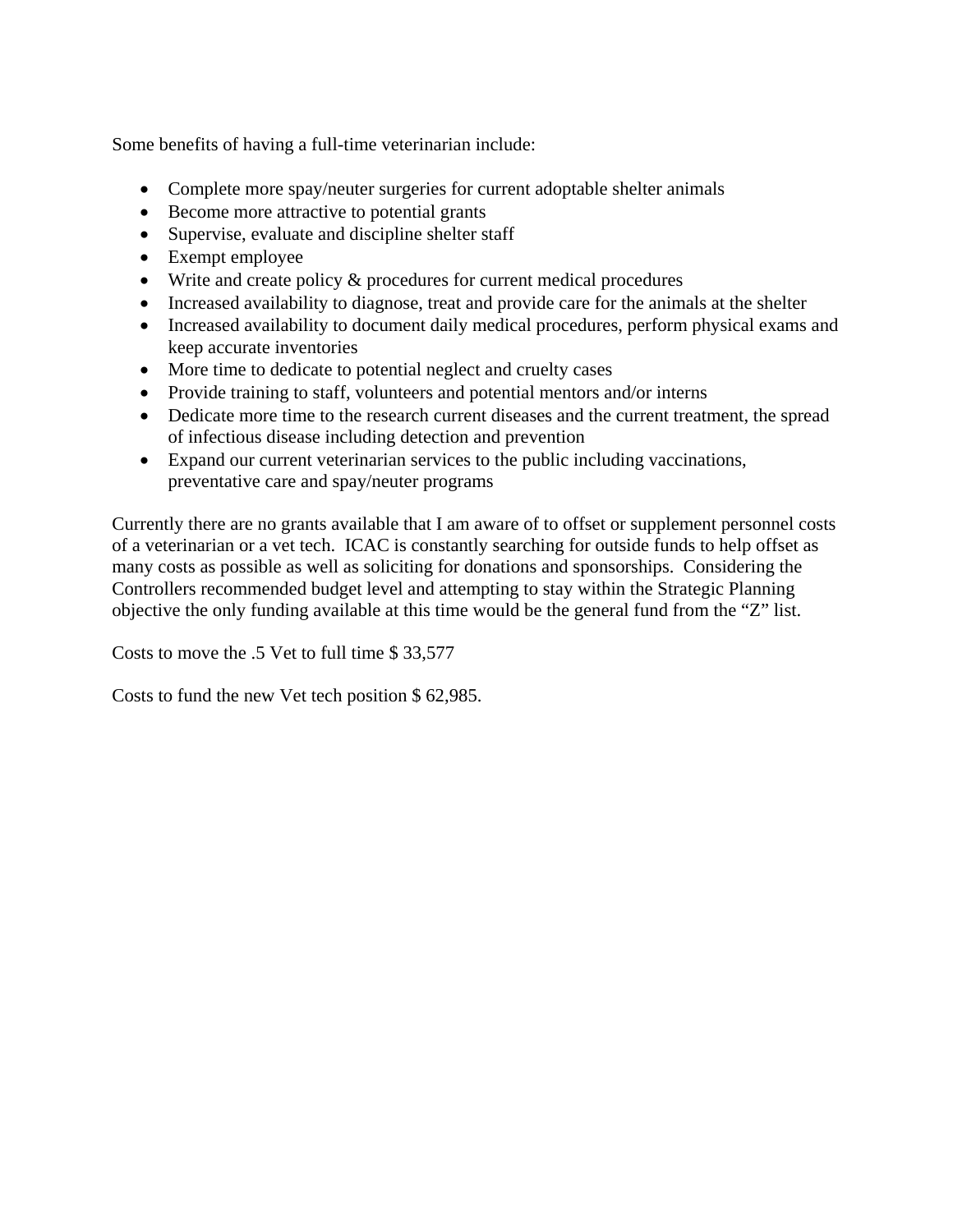Some benefits of having a full-time veterinarian include:

- Complete more spay/neuter surgeries for current adoptable shelter animals
- Become more attractive to potential grants
- Supervise, evaluate and discipline shelter staff
- Exempt employee
- Write and create policy & procedures for current medical procedures
- Increased availability to diagnose, treat and provide care for the animals at the shelter
- Increased availability to document daily medical procedures, perform physical exams and keep accurate inventories
- More time to dedicate to potential neglect and cruelty cases
- Provide training to staff, volunteers and potential mentors and/or interns
- Dedicate more time to the research current diseases and the current treatment, the spread of infectious disease including detection and prevention
- Expand our current veterinarian services to the public including vaccinations, preventative care and spay/neuter programs

Currently there are no grants available that I am aware of to offset or supplement personnel costs of a veterinarian or a vet tech. ICAC is constantly searching for outside funds to help offset as many costs as possible as well as soliciting for donations and sponsorships. Considering the Controllers recommended budget level and attempting to stay within the Strategic Planning objective the only funding available at this time would be the general fund from the "Z" list.

Costs to move the .5 Vet to full time $ 33,577

Costs to fund the new Vet tech position $ 62,985.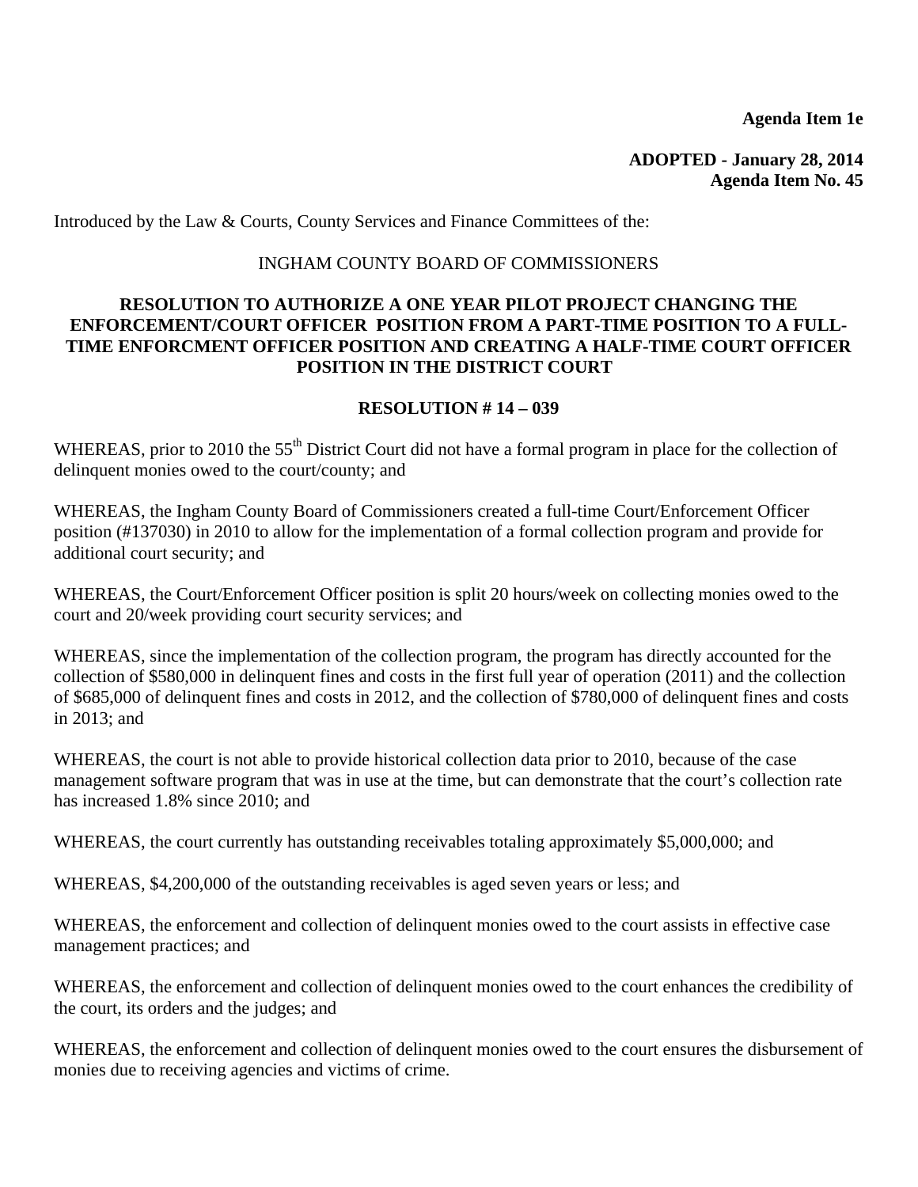**Agenda Item 1e**

**ADOPTED - January 28, 2014**
**Agenda Item No. 45**

Introduced by the Law & Courts, County Services and Finance Committees of the:

INGHAM COUNTY BOARD OF COMMISSIONERS

**RESOLUTION TO AUTHORIZE A ONE YEAR PILOT PROJECT CHANGING THE ENFORCEMENT/COURT OFFICER POSITION FROM A PART-TIME POSITION TO A FULL-TIME ENFORCMENT OFFICER POSITION AND CREATING A HALF-TIME COURT OFFICER POSITION IN THE DISTRICT COURT**

**RESOLUTION # 14 – 039**

WHEREAS, prior to 2010 the 55th District Court did not have a formal program in place for the collection of delinquent monies owed to the court/county; and

WHEREAS, the Ingham County Board of Commissioners created a full-time Court/Enforcement Officer position (#137030) in 2010 to allow for the implementation of a formal collection program and provide for additional court security; and

WHEREAS, the Court/Enforcement Officer position is split 20 hours/week on collecting monies owed to the court and 20/week providing court security services; and

WHEREAS, since the implementation of the collection program, the program has directly accounted for the collection of $580,000 in delinquent fines and costs in the first full year of operation (2011) and the collection of $685,000 of delinquent fines and costs in 2012, and the collection of $780,000 of delinquent fines and costs in 2013; and

WHEREAS, the court is not able to provide historical collection data prior to 2010, because of the case management software program that was in use at the time, but can demonstrate that the court's collection rate has increased 1.8% since 2010; and

WHEREAS, the court currently has outstanding receivables totaling approximately $5,000,000; and

WHEREAS, $4,200,000 of the outstanding receivables is aged seven years or less; and

WHEREAS, the enforcement and collection of delinquent monies owed to the court assists in effective case management practices; and

WHEREAS, the enforcement and collection of delinquent monies owed to the court enhances the credibility of the court, its orders and the judges; and

WHEREAS, the enforcement and collection of delinquent monies owed to the court ensures the disbursement of monies due to receiving agencies and victims of crime.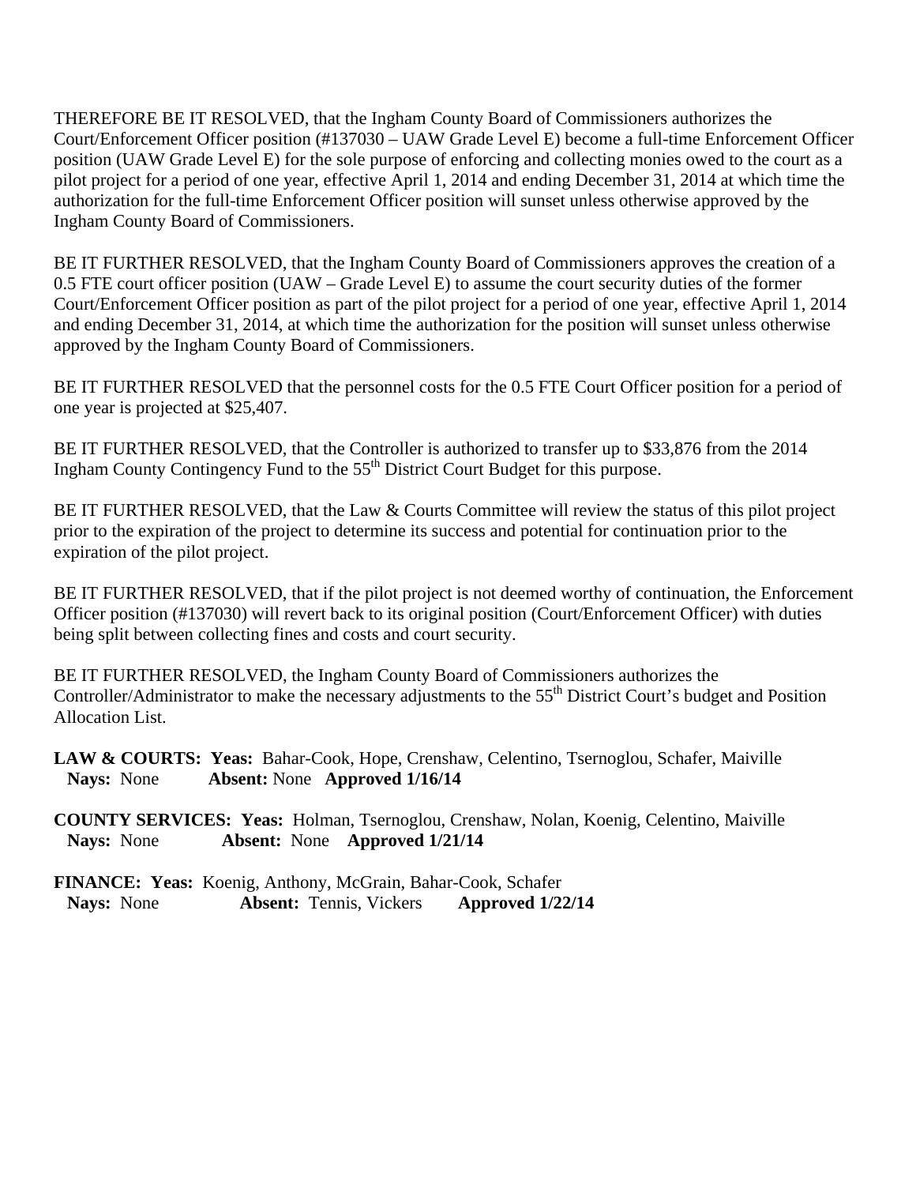THEREFORE BE IT RESOLVED, that the Ingham County Board of Commissioners authorizes the Court/Enforcement Officer position (#137030 – UAW Grade Level E) become a full-time Enforcement Officer position (UAW Grade Level E) for the sole purpose of enforcing and collecting monies owed to the court as a pilot project for a period of one year, effective April 1, 2014 and ending December 31, 2014 at which time the authorization for the full-time Enforcement Officer position will sunset unless otherwise approved by the Ingham County Board of Commissioners.

BE IT FURTHER RESOLVED, that the Ingham County Board of Commissioners approves the creation of a 0.5 FTE court officer position (UAW – Grade Level E) to assume the court security duties of the former Court/Enforcement Officer position as part of the pilot project for a period of one year, effective April 1, 2014 and ending December 31, 2014, at which time the authorization for the position will sunset unless otherwise approved by the Ingham County Board of Commissioners.

BE IT FURTHER RESOLVED that the personnel costs for the 0.5 FTE Court Officer position for a period of one year is projected at $25,407.

BE IT FURTHER RESOLVED, that the Controller is authorized to transfer up to $33,876 from the 2014 Ingham County Contingency Fund to the 55th District Court Budget for this purpose.

BE IT FURTHER RESOLVED, that the Law & Courts Committee will review the status of this pilot project prior to the expiration of the project to determine its success and potential for continuation prior to the expiration of the pilot project.

BE IT FURTHER RESOLVED, that if the pilot project is not deemed worthy of continuation, the Enforcement Officer position (#137030) will revert back to its original position (Court/Enforcement Officer) with duties being split between collecting fines and costs and court security.

BE IT FURTHER RESOLVED, the Ingham County Board of Commissioners authorizes the Controller/Administrator to make the necessary adjustments to the 55th District Court's budget and Position Allocation List.

**LAW & COURTS: Yeas:** Bahar-Cook, Hope, Crenshaw, Celentino, Tsernoglou, Schafer, Maiville
**Nays:** None **Absent:** None **Approved 1/16/14**

**COUNTY SERVICES: Yeas:** Holman, Tsernoglou, Crenshaw, Nolan, Koenig, Celentino, Maiville
**Nays:** None **Absent:** None **Approved 1/21/14**

**FINANCE: Yeas:** Koenig, Anthony, McGrain, Bahar-Cook, Schafer
**Nays:** None **Absent:** Tennis, Vickers **Approved 1/22/14**